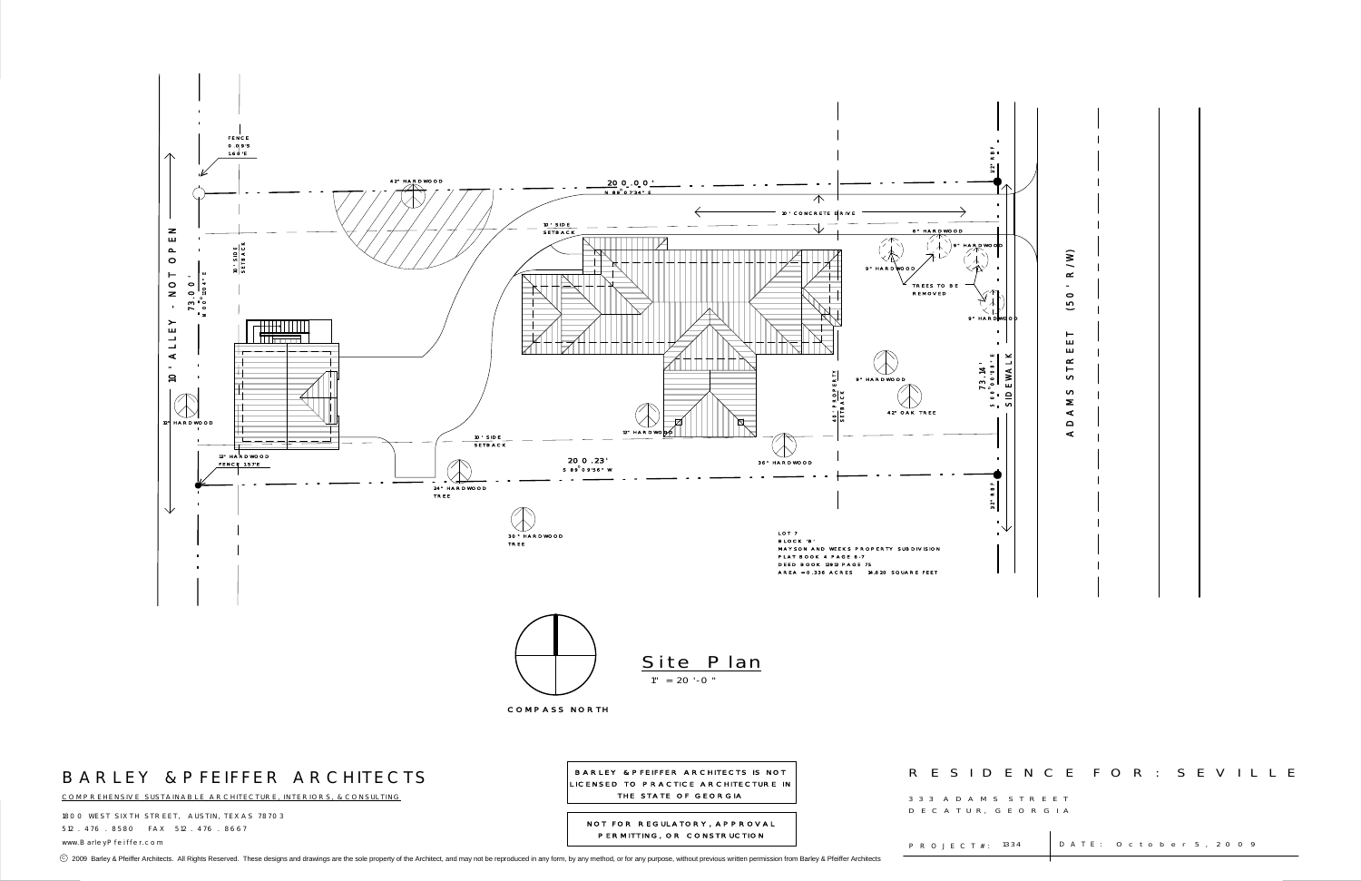FENCE
0.09'S
1.60'E

42" HARDWOOD

200.00'
N 89°07'34" E

10' SIDE SETBACK

20' CONCRETE DRIVE

1/2" RBF

6" HARDWOOD

9" HARDWOOD

9" HARDWOOD

TREES TO BE REMOVED

9" HARDWOOD

10' ALLEY - NOT OPEN

73.00'
N 00°22'04" E

10' SIDE SETBACK

ADAMS STREET (50' R/W)

SIDEWALK

73.16'
S 00°06'09" E

40' PROPERTY SETBACK

9" HARDWOOD

42" OAK TREE

12" HARDWOOD

12" HARDWOOD

13" HARDWOOD

10' SIDE SETBACK

12" HARDWOOD
FENCE 1.57'E

200.23'
S 89°09'56" W

36" HARDWOOD

24" HARDWOOD TREE

1/2" RBF

30" HARDWOOD TREE

LOT 7
BLOCK "B"
MAYSON AND WEEKS PROPERTY SUBDIVISION
PLAT BOOK 4 PAGE 6-7
DEED BOOK 13912 PAGE 75
AREA = 0.336 ACRES 14,620 SQUARE FEET

COMPASS NORTH

## Site Plan

1" = 20'-0"

# BARLEY & PFEIFFER ARCHITECTS

COMPREHENSIVE SUSTAINABLE ARCHITECTURE, INTERIORS, & CONSULTING

1800 WEST SIXTH STREET, AUSTIN, TEXAS 78703
512.476.8580 FAX 512.476.8667
www.BarleyPfeiffer.com

BARLEY & PFEIFFER ARCHITECTS IS NOT LICENSED TO PRACTICE ARCHITECTURE IN THE STATE OF GEORGIA

NOT FOR REGULATORY, APPROVAL PERMITTING, OR CONSTRUCTION

# RESIDENCE FOR: SEVILLE

333 ADAMS STREET
DECATUR, GEORGIA

PROJECT#: 1334 | DATE: October 5, 2009

© 2009 Barley & Pfeiffer Architects. All Rights Reserved. These designs and drawings are the sole property of the Architect, and may not be reproduced in any form, by any method, or for any purpose, without previous written permission from Barley & Pfeiffer Architects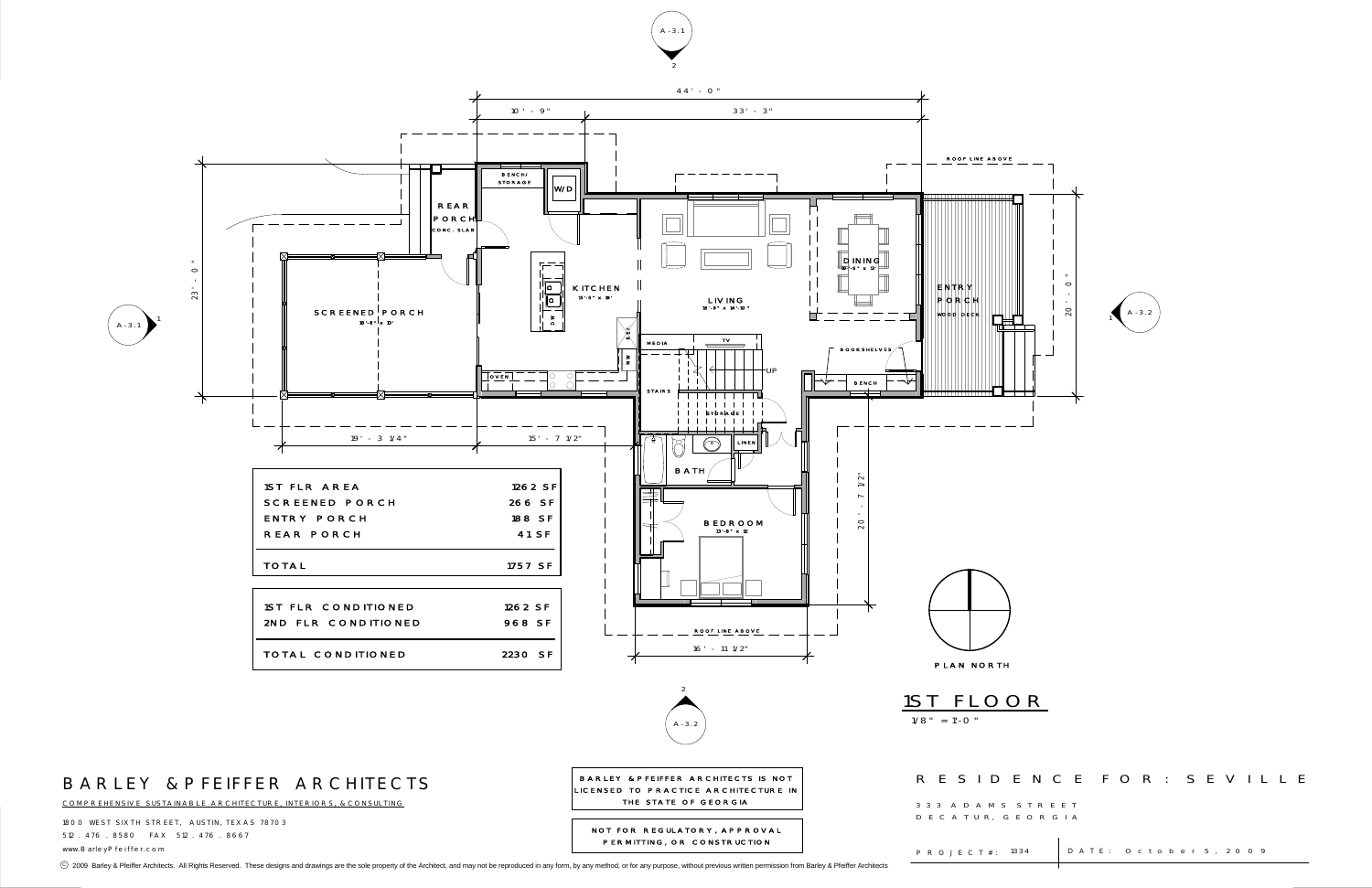# 1ST FLOOR

1/8" = 1'-0"

| | |
|---|---|
| 1ST FLR AREA | 1262 SF |
| SCREENED PORCH | 266 SF |
| ENTRY PORCH | 188 SF |
| REAR PORCH | 41 SF |
| TOTAL | 1757 SF |

| | |
|---|---|
| 1ST FLR CONDITIONED | 1262 SF |
| 2ND FLR CONDITIONED | 968 SF |
| TOTAL CONDITIONED | 2230 SF |

REAR PORCH CONC. SLAB

SCREENED PORCH 18'-8" x 13'

BENCH/ STORAGE

W/D

KITCHEN 15'-6" x 19'

OVEN

LIVING 18'-9" x 14'-10"

DINING

ENTRY PORCH WOOD DECK

ROOF LINE ABOVE

MEDIA

TV

STAIRS

UP

STORAGE

LINEN

BOOKSHELVES

BENCH

BATH

BEDROOM 13'-8" x 12'

ROOF LINE ABOVE

44' - 0"

10' - 9"

33' - 3"

23' - 0"

20' - 0"

19' - 3 1/4"

15' - 7 1/2"

20' - 7 1/2"

16' - 11 1/2"

A-3.1

A-3.2

PLAN NORTH

## BARLEY & PFEIFFER ARCHITECTS

COMPREHENSIVE SUSTAINABLE ARCHITECTURE, INTERIORS, & CONSULTING

1800 WEST SIXTH STREET, AUSTIN, TEXAS 78703

512.476.8580 FAX 512.476.8667

www.BarleyPfeiffer.com

BARLEY & PFEIFFER ARCHITECTS IS NOT LICENSED TO PRACTICE ARCHITECTURE IN THE STATE OF GEORGIA

NOT FOR REGULATORY, APPROVAL PERMITTING, OR CONSTRUCTION

## RESIDENCE FOR: SEVILLE

333 ADAMS STREET

DECATUR, GEORGIA

PROJECT#: 1334

DATE: October 5, 2009

© 2009 Barley & Pfeiffer Architects. All Rights Reserved. These designs and drawings are the sole property of the Architect, and may not be reproduced in any form, by any method, or for any purpose, without previous written permission from Barley & Pfeiffer Architects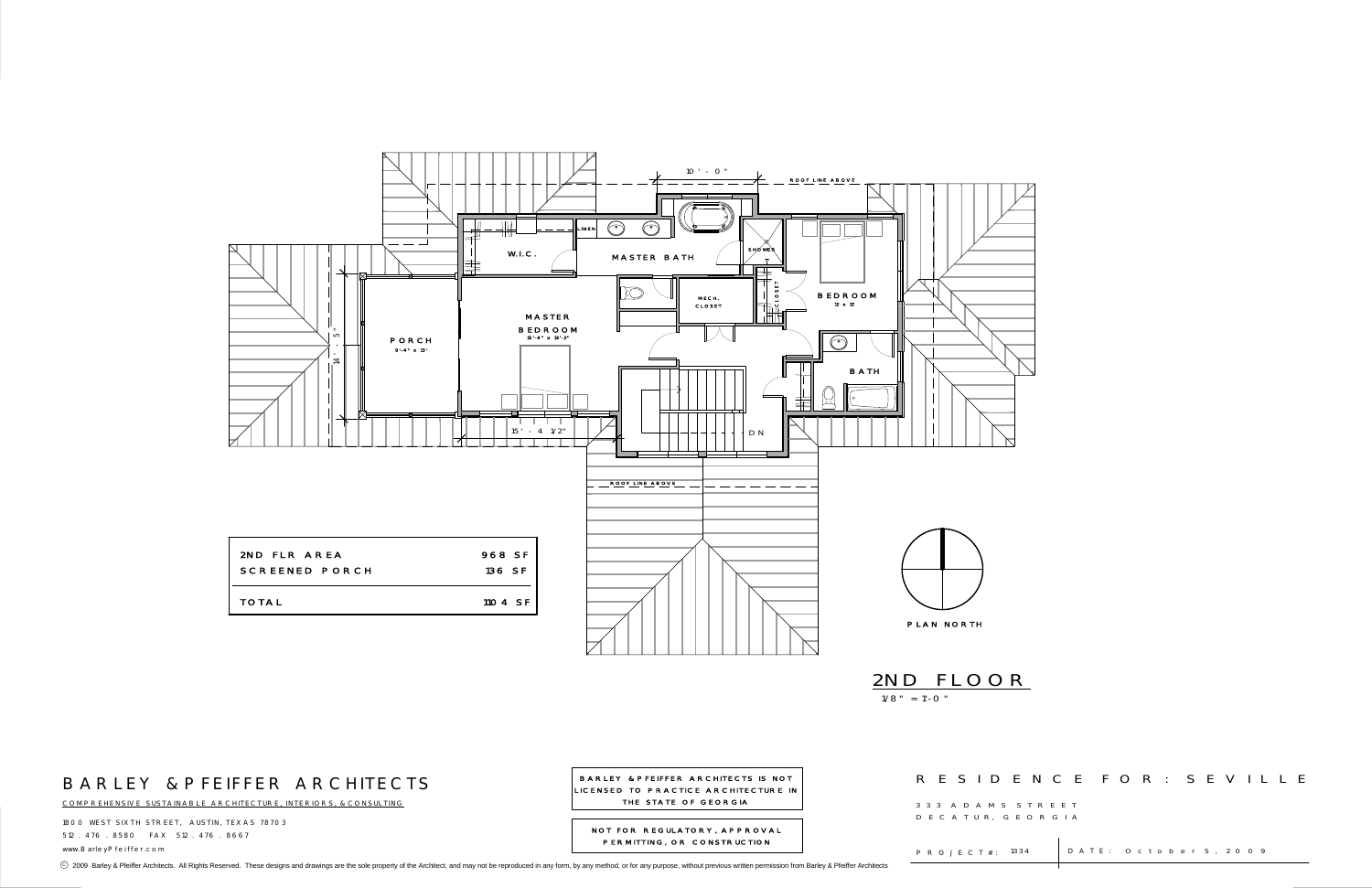10' - 0"

ROOF LINE ABOVE

LINEN

W.I.C.

MASTER BATH

SHOWER

BEDROOM
11' x 11'

MECH. CLOSET

CLOSET

MASTER BEDROOM
15'-4" x 13'-3"

PORCH
9'-4" x 13'

14' - 5"

BATH

15' - 4 1/2"

DN

ROOF LINE ABOVE

| 2ND FLR AREA | 968 SF |
|---|---|
| SCREENED PORCH | 136 SF |
| TOTAL | 1104 SF |

PLAN NORTH

## 2ND FLOOR

1/8" = 1'-0"

# BARLEY & PFEIFFER ARCHITECTS

COMPREHENSIVE SUSTAINABLE ARCHITECTURE, INTERIORS, & CONSULTING

1800 WEST SIXTH STREET, AUSTIN, TEXAS 78703
512 . 476 . 8580 FAX 512 . 476 . 8667
www.BarleyPfeiffer.com

BARLEY & PFEIFFER ARCHITECTS IS NOT LICENSED TO PRACTICE ARCHITECTURE IN THE STATE OF GEORGIA

NOT FOR REGULATORY, APPROVAL PERMITTING, OR CONSTRUCTION

RESIDENCE FOR: SEVILLE

333 ADAMS STREET
DECATUR, GEORGIA

PROJECT#: 1334

DATE: October 5, 2009

© 2009 Barley & Pfeiffer Architects. All Rights Reserved. These designs and drawings are the sole property of the Architect, and may not be reproduced in any form, by any method, or for any purpose, without previous written permission from Barley & Pfeiffer Architects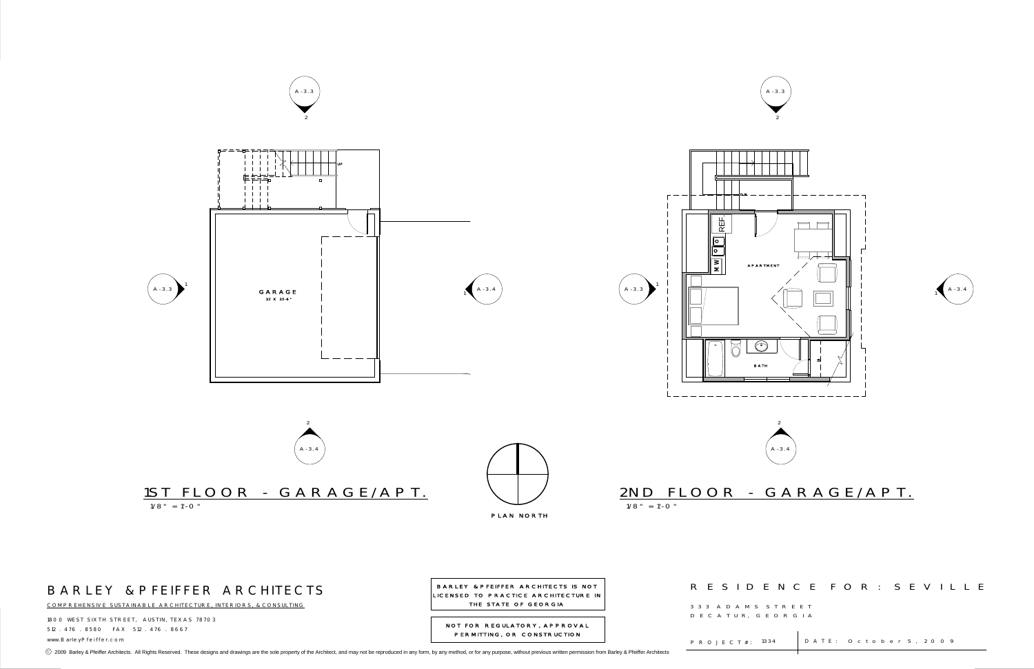A-3.3
2

UP

GARAGE
22 X 22-6"

A-3.3
1

A-3.4
1

2
A-3.4

# 1ST FLOOR - GARAGE/APT.

1/8" = 1'-0"

PLAN NORTH

A-3.3
2

DN

REF

MW

APARTMENT

BATH

A-3.3
1

A-3.4
1

2
A-3.4

# 2ND FLOOR - GARAGE/APT.

1/8" = 1'-0"

## BARLEY & PFEIFFER ARCHITECTS

COMPREHENSIVE SUSTAINABLE ARCHITECTURE, INTERIORS, & CONSULTING

1800 WEST SIXTH STREET, AUSTIN, TEXAS 78703
512 . 476 . 8580 FAX 512 . 476 . 8667
www.BarleyPfeiffer.com

BARLEY & PFEIFFER ARCHITECTS IS NOT LICENSED TO PRACTICE ARCHITECTURE IN THE STATE OF GEORGIA

NOT FOR REGULATORY, APPROVAL PERMITTING, OR CONSTRUCTION

## RESIDENCE FOR: SEVILLE

333 ADAMS STREET
DECATUR, GEORGIA

PROJECT#: 1334 | DATE: October 5, 2009

© 2009 Barley & Pfeiffer Architects. All Rights Reserved. These designs and drawings are the sole property of the Architect, and may not be reproduced in any form, by any method, or for any purpose, without previous written permission from Barley & Pfeiffer Architects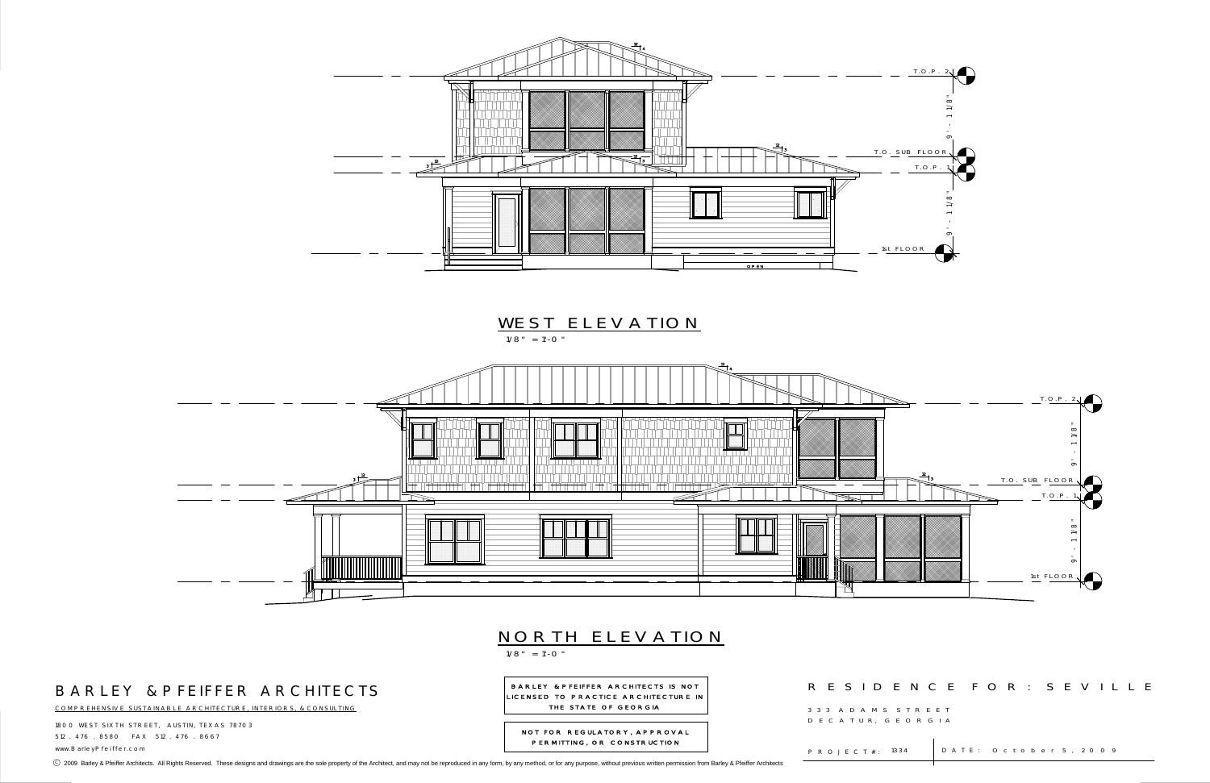T.O.P. 2

9' - 11 1/8"

T.O. SUB FLOOR

T.O.P. 1

9' - 11 1/8"

1st FLOOR

OPEN

## WEST ELEVATION

1/8" = 1'-0"

T.O.P. 2

9' - 11 1/8"

T.O. SUB FLOOR

T.O.P. 1

9' - 11 1/8"

1st FLOOR

## NORTH ELEVATION

1/8" = 1'-0"

# BARLEY & PFEIFFER ARCHITECTS

COMPREHENSIVE SUSTAINABLE ARCHITECTURE, INTERIORS, & CONSULTING

1800 WEST SIXTH STREET, AUSTIN, TEXAS 78703

512.476.8580 FAX 512.476.8667

www.BarleyPfeiffer.com

**BARLEY & PFEIFFER ARCHITECTS IS NOT LICENSED TO PRACTICE ARCHITECTURE IN THE STATE OF GEORGIA**

**NOT FOR REGULATORY, APPROVAL PERMITTING, OR CONSTRUCTION**

## RESIDENCE FOR: SEVILLE

333 ADAMS STREET

DECATUR, GEORGIA

PROJECT#: 1334

DATE: October 5, 2009

© 2009 Barley & Pfeiffer Architects. All Rights Reserved. These designs and drawings are the sole property of the Architect, and may not be reproduced in any form, by any method, or for any purpose, without previous written permission from Barley & Pfeiffer Architects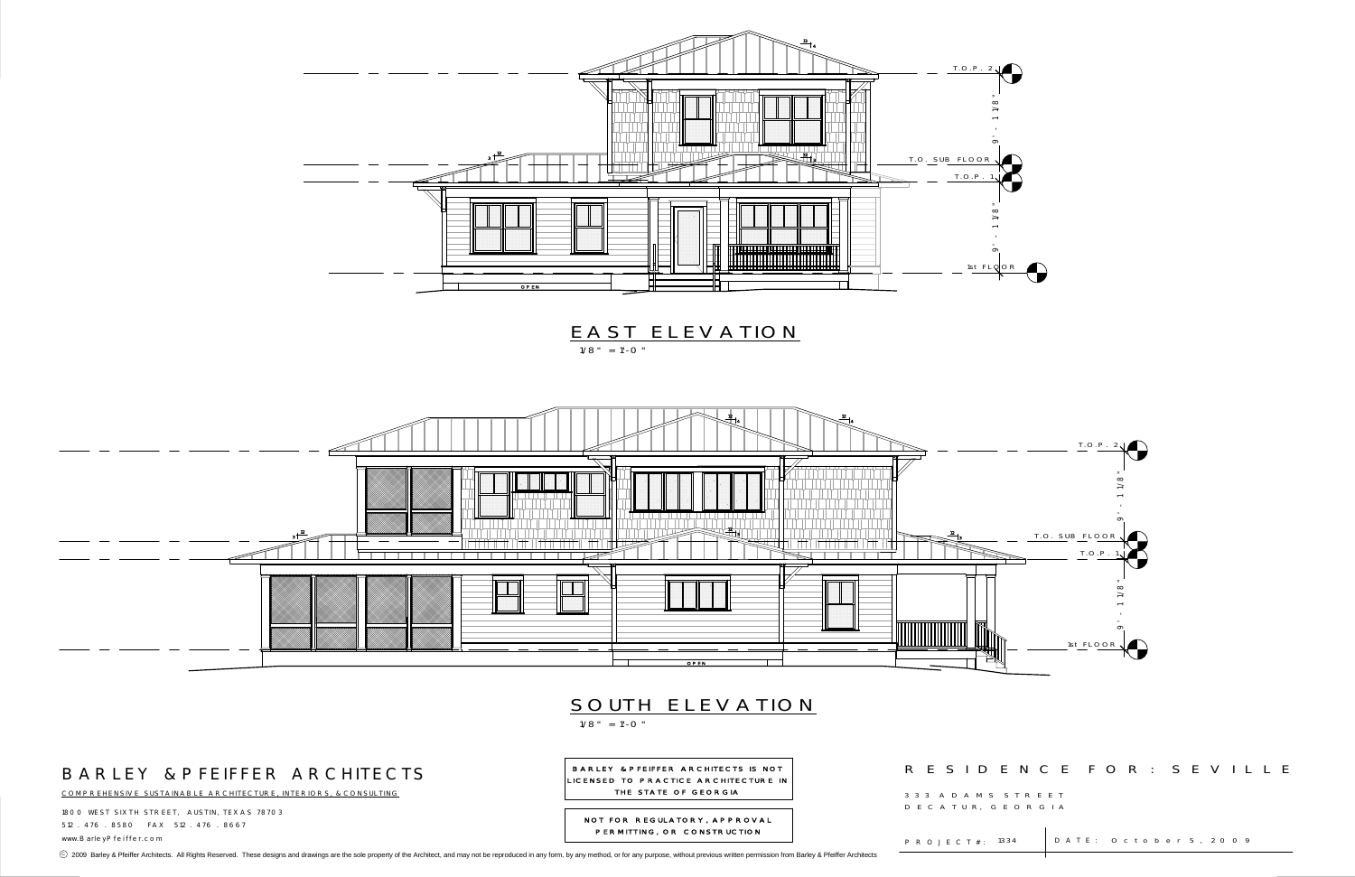T.O.P. 2

9' - 1 1/8"

T.O. SUB FLOOR

T.O.P. 1

9' - 1 1/8"

1st FLOOR

OPEN

## EAST ELEVATION

1/8" = 1'-0"

T.O.P. 2

9' - 1 1/8"

T.O. SUB FLOOR

T.O.P. 1

9' - 1 1/8"

1st FLOOR

OPEN

## SOUTH ELEVATION

1/8" = 1'-0"

# BARLEY & PFEIFFER ARCHITECTS

COMPREHENSIVE SUSTAINABLE ARCHITECTURE, INTERIORS, & CONSULTING

1800 WEST SIXTH STREET, AUSTIN, TEXAS 78703

512 . 476 . 8580 FAX 512 . 476 . 8667

www.BarleyPfeiffer.com

BARLEY & PFEIFFER ARCHITECTS IS NOT LICENSED TO PRACTICE ARCHITECTURE IN THE STATE OF GEORGIA

NOT FOR REGULATORY, APPROVAL PERMITTING, OR CONSTRUCTION

## RESIDENCE FOR: SEVILLE

333 ADAMS STREET

DECATUR, GEORGIA

PROJECT#: 1334

DATE: October 5, 2009

© 2009 Barley & Pfeiffer Architects. All Rights Reserved. These designs and drawings are the sole property of the Architect, and may not be reproduced in any form, by any method, or for any purpose, without previous written permission from Barley & Pfeiffer Architects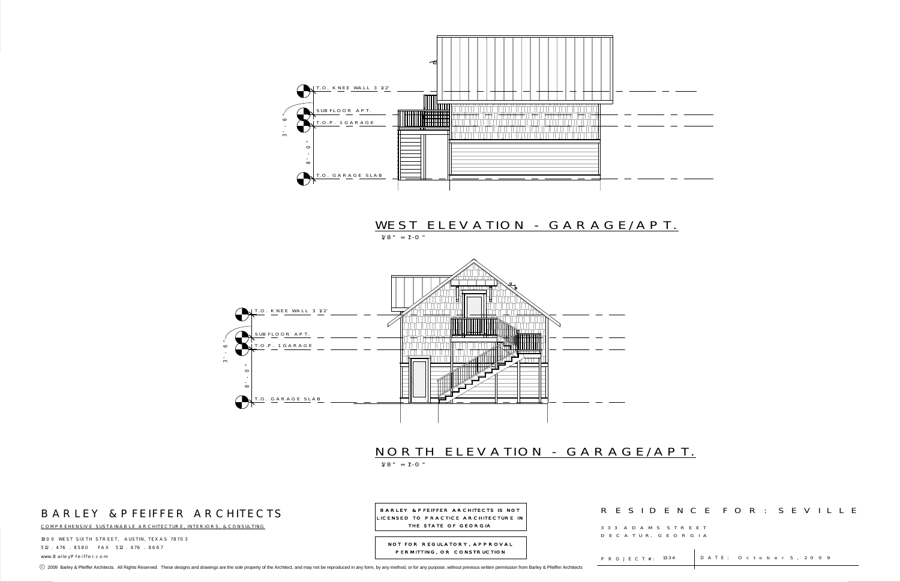T.O. KNEE WALL 3 1/2'

SUBFLOOR APT.

T.O.P. 1 GARAGE

3' - 6"

8' - 0"

T.O. GARAGE SLAB

## WEST ELEVATION - GARAGE/APT.

1/8" = 1'-0"

T.O. KNEE WALL 3 1/2'

SUBFLOOR APT.

T.O.P. 1 GARAGE

3' - 6"

8' - 0"

T.O. GARAGE SLAB

## NORTH ELEVATION - GARAGE/APT.

1/8" = 1'-0"

# BARLEY & PFEIFFER ARCHITECTS

COMPREHENSIVE SUSTAINABLE ARCHITECTURE, INTERIORS, & CONSULTING

1800 WEST SIXTH STREET, AUSTIN, TEXAS 78703
512 . 476 . 8580 FAX 512 . 476 . 8667
www.BarleyPfeiffer.com

**BARLEY & PFEIFFER ARCHITECTS IS NOT LICENSED TO PRACTICE ARCHITECTURE IN THE STATE OF GEORGIA**

**NOT FOR REGULATORY, APPROVAL PERMITTING, OR CONSTRUCTION**

# RESIDENCE FOR: SEVILLE

333 ADAMS STREET
DECATUR, GEORGIA

PROJECT#: 1334 | DATE: October 5, 2009

© 2009 Barley & Pfeiffer Architects. All Rights Reserved. These designs and drawings are the sole property of the Architect, and may not be reproduced in any form, by any method, or for any purpose, without previous written permission from Barley & Pfeiffer Architects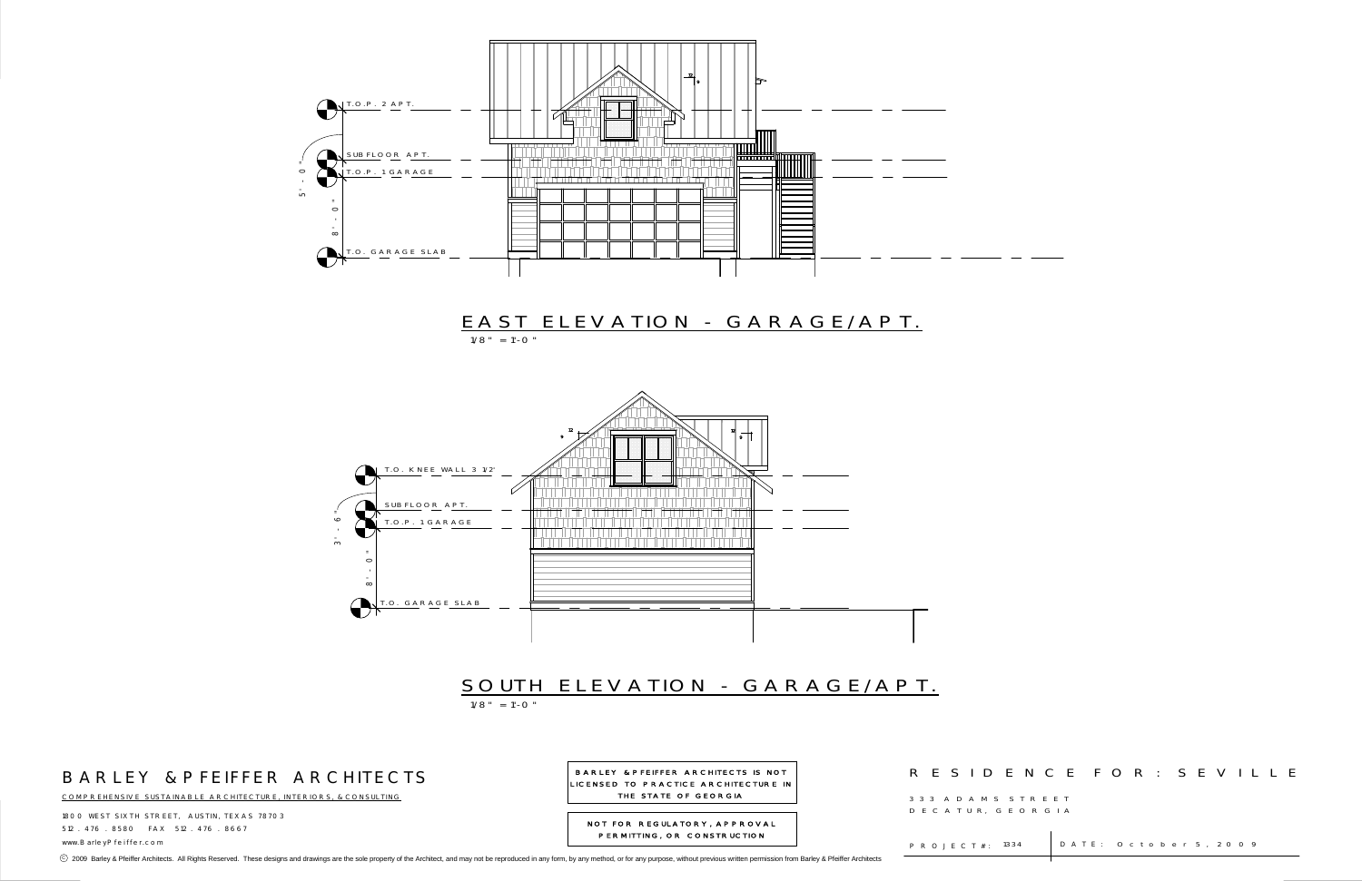T.O.P. 2 APT.

SUBFLOOR APT.

T.O.P. 1 GARAGE

T.O. GARAGE SLAB

5' - 0"

8' - 0"

## EAST ELEVATION - GARAGE/APT.

1/8" = 1'-0"

T.O. KNEE WALL 3 1/2'

SUBFLOOR APT.

T.O.P. 1 GARAGE

T.O. GARAGE SLAB

3' - 6"

8' - 0"

## SOUTH ELEVATION - GARAGE/APT.

1/8" = 1'-0"

# BARLEY & PFEIFFER ARCHITECTS

COMPREHENSIVE SUSTAINABLE ARCHITECTURE, INTERIORS, & CONSULTING

1800 WEST SIXTH STREET, AUSTIN, TEXAS 78703

512 . 476 . 8580 FAX 512 . 476 . 8667

www.BarleyPfeiffer.com

**BARLEY & PFEIFFER ARCHITECTS IS NOT LICENSED TO PRACTICE ARCHITECTURE IN THE STATE OF GEORGIA**

**NOT FOR REGULATORY, APPROVAL PERMITTING, OR CONSTRUCTION**

RESIDENCE FOR: SEVILLE

333 ADAMS STREET

DECATUR, GEORGIA

PROJECT#: 1334

DATE: October 5, 2009

© 2009 Barley & Pfeiffer Architects. All Rights Reserved. These designs and drawings are the sole property of the Architect, and may not be reproduced in any form, by any method, or for any purpose, without previous written permission from Barley & Pfeiffer Architects